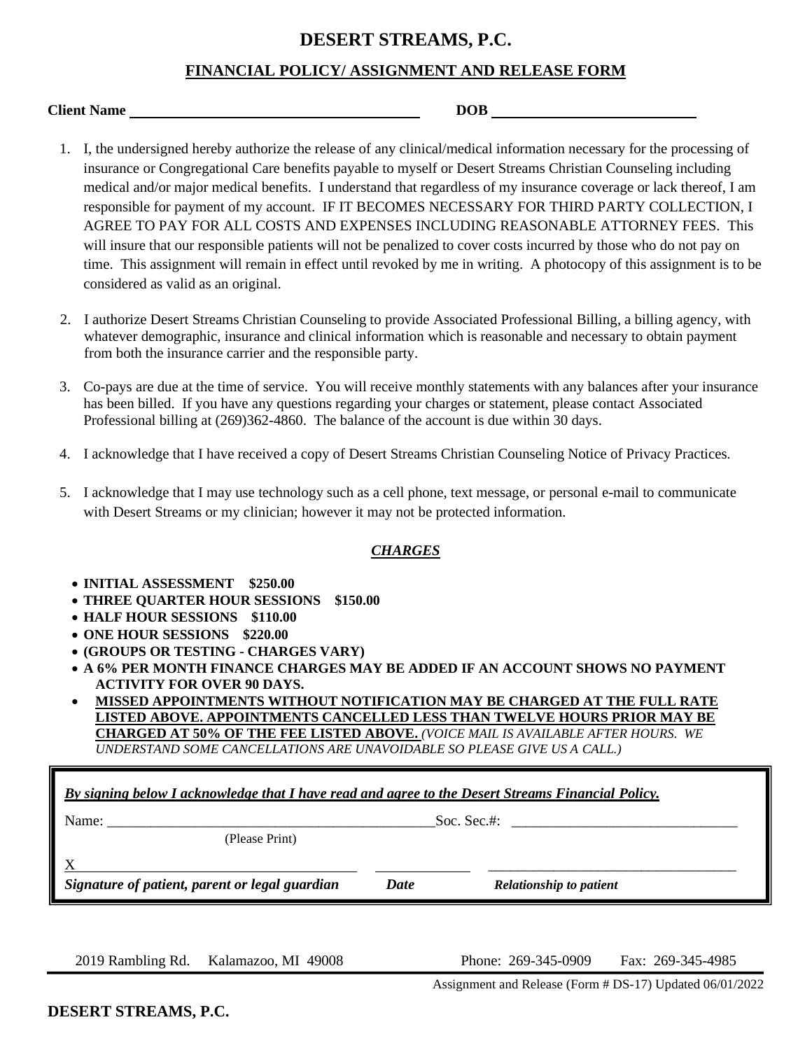# DESERT STREAMS, P.C.

## FINANCIAL POLICY/ ASSIGNMENT AND RELEASE FORM

**Client Name** ______________________________ **DOB** ______________________

1. I, the undersigned hereby authorize the release of any clinical/medical information necessary for the processing of insurance or Congregational Care benefits payable to myself or Desert Streams Christian Counseling including medical and/or major medical benefits. I understand that regardless of my insurance coverage or lack thereof, I am responsible for payment of my account. IF IT BECOMES NECESSARY FOR THIRD PARTY COLLECTION, I AGREE TO PAY FOR ALL COSTS AND EXPENSES INCLUDING REASONABLE ATTORNEY FEES. This will insure that our responsible patients will not be penalized to cover costs incurred by those who do not pay on time. This assignment will remain in effect until revoked by me in writing. A photocopy of this assignment is to be considered as valid as an original.

2. I authorize Desert Streams Christian Counseling to provide Associated Professional Billing, a billing agency, with whatever demographic, insurance and clinical information which is reasonable and necessary to obtain payment from both the insurance carrier and the responsible party.

3. Co-pays are due at the time of service. You will receive monthly statements with any balances after your insurance has been billed. If you have any questions regarding your charges or statement, please contact Associated Professional billing at (269)362-4860. The balance of the account is due within 30 days.

4. I acknowledge that I have received a copy of Desert Streams Christian Counseling Notice of Privacy Practices.

5. I acknowledge that I may use technology such as a cell phone, text message, or personal e-mail to communicate with Desert Streams or my clinician; however it may not be protected information.

### ***CHARGES***

- **INITIAL ASSESSMENT $250.00**
- **THREE QUARTER HOUR SESSIONS $150.00**
- **HALF HOUR SESSIONS $110.00**
- **ONE HOUR SESSIONS $220.00**
- **(GROUPS OR TESTING - CHARGES VARY)**
- **A 6% PER MONTH FINANCE CHARGES MAY BE ADDED IF AN ACCOUNT SHOWS NO PAYMENT ACTIVITY FOR OVER 90 DAYS.**
- **MISSED APPOINTMENTS WITHOUT NOTIFICATION MAY BE CHARGED AT THE FULL RATE LISTED ABOVE. APPOINTMENTS CANCELLED LESS THAN TWELVE HOURS PRIOR MAY BE CHARGED AT 50% OF THE FEE LISTED ABOVE.** *(VOICE MAIL IS AVAILABLE AFTER HOURS. WE UNDERSTAND SOME CANCELLATIONS ARE UNAVOIDABLE SO PLEASE GIVE US A CALL.)*

***By signing below I acknowledge that I have read and agree to the Desert Streams Financial Policy.***

Name: ______________________________ Soc. Sec.#: ______________________
(Please Print)

X______________________________ ____________ ______________________
***Signature of patient, parent or legal guardian*** ***Date*** ***Relationship to patient***

2019 Rambling Rd. Kalamazoo, MI 49008 Phone: 269-345-0909 Fax: 269-345-4985

Assignment and Release (Form # DS-17) Updated 06/01/2022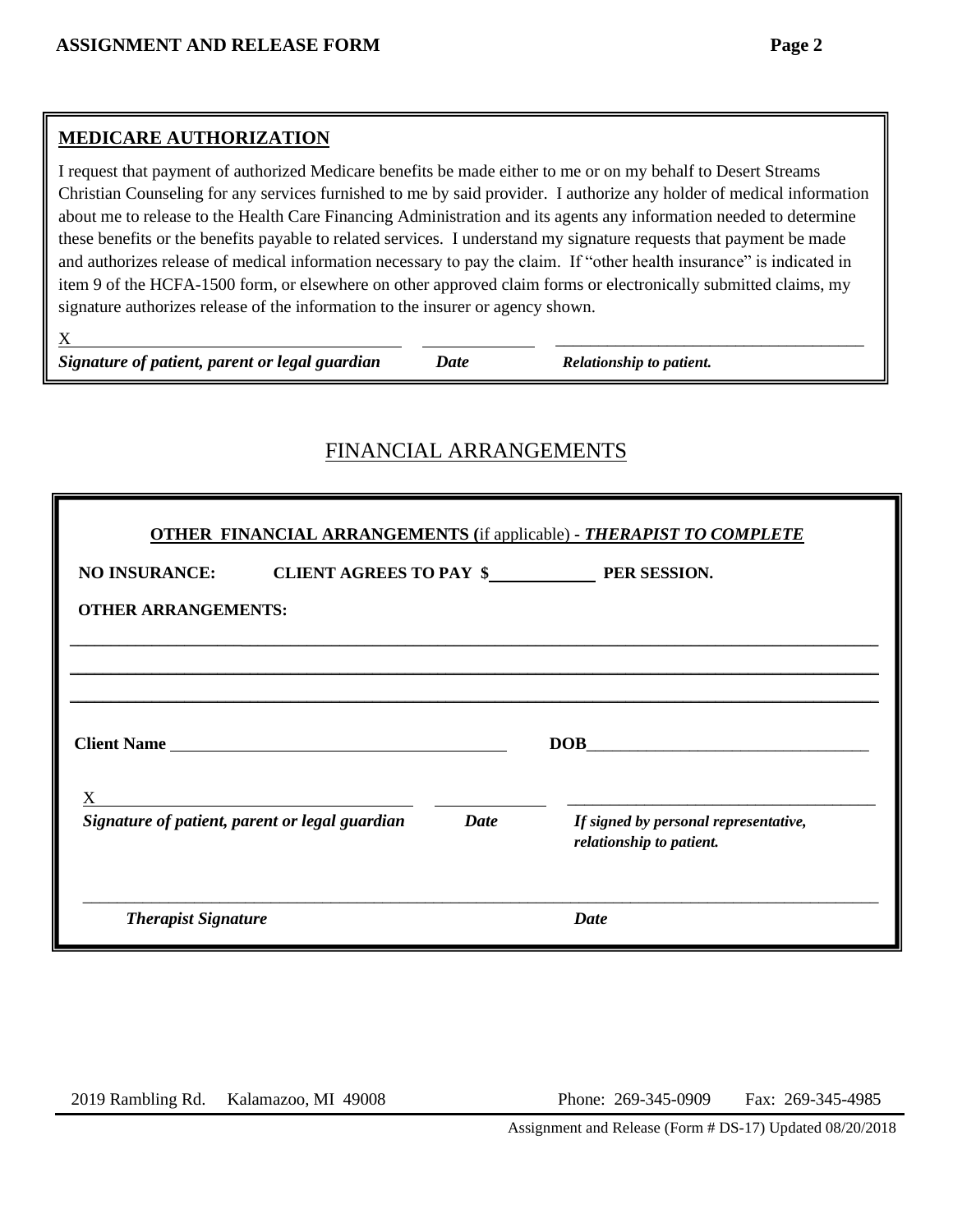## MEDICARE AUTHORIZATION

I request that payment of authorized Medicare benefits be made either to me or on my behalf to Desert Streams Christian Counseling for any services furnished to me by said provider. I authorize any holder of medical information about me to release to the Health Care Financing Administration and its agents any information needed to determine these benefits or the benefits payable to related services. I understand my signature requests that payment be made and authorizes release of medical information necessary to pay the claim. If "other health insurance" is indicated in item 9 of the HCFA-1500 form, or elsewhere on other approved claim forms or electronically submitted claims, my signature authorizes release of the information to the insurer or agency shown.

X______________________________________ ____________ ____________________________________

***Signature of patient, parent or legal guardian*** ***Date*** ***Relationship to patient.***

## FINANCIAL ARRANGEMENTS

**OTHER FINANCIAL ARRANGEMENTS (**if applicable) - ***THERAPIST TO COMPLETE***

**NO INSURANCE:** **CLIENT AGREES TO PAY $**____________ **PER SESSION.**

**OTHER ARRANGEMENTS:**

______________________________________________________________________________

______________________________________________________________________________

______________________________________________________________________________

**Client Name** ______________________________________ **DOB**_________________________________

X____________________________________ ____________ ____________________________________

***Signature of patient, parent or legal guardian*** ***Date*** ***If signed by personal representative, relationship to patient.***

______________________________________________________________________________

***Therapist Signature*** ***Date***

2019 Rambling Rd. Kalamazoo, MI 49008 Phone: 269-345-0909 Fax: 269-345-4985

Assignment and Release (Form # DS-17) Updated 08/20/2018